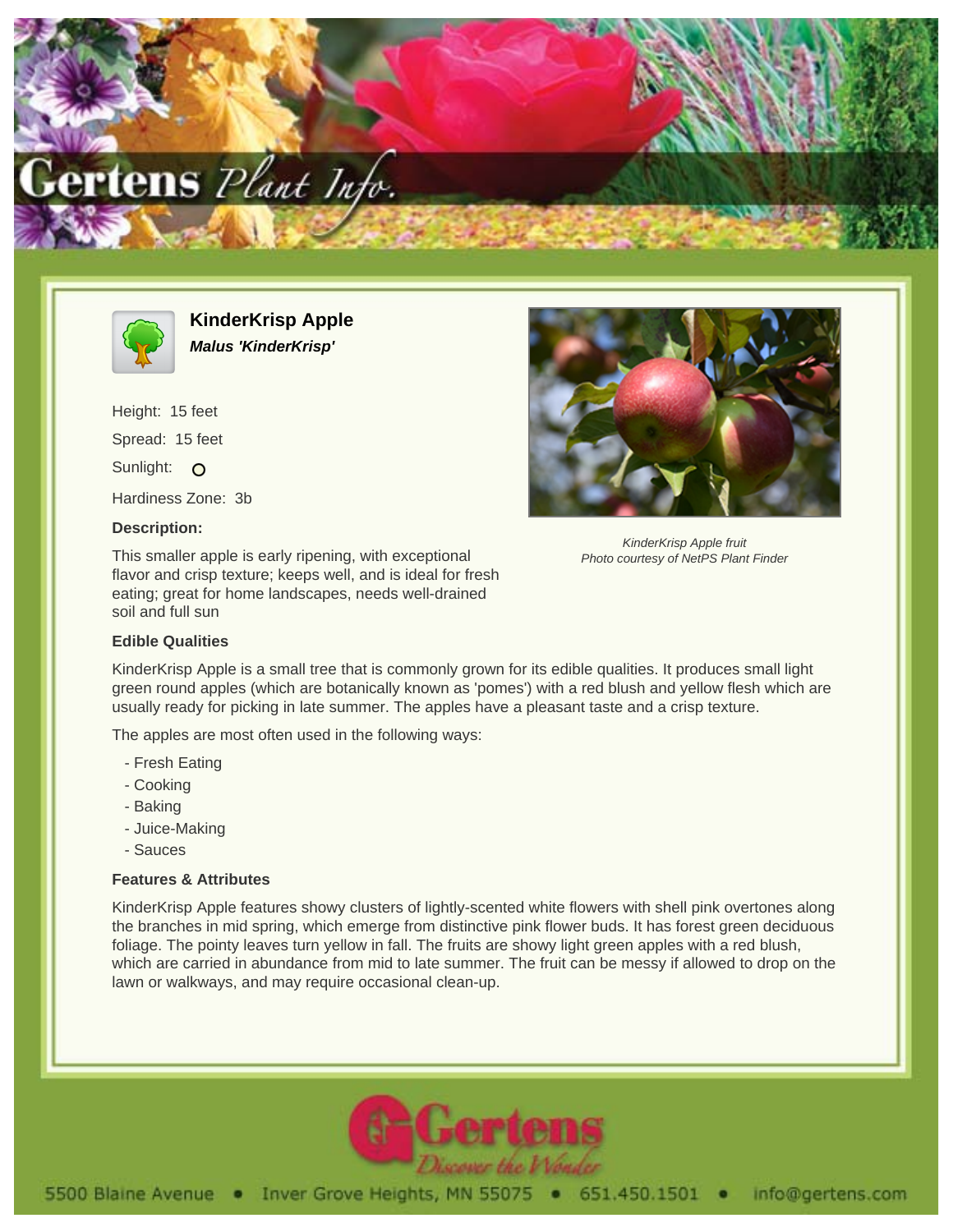# KinderKrisp Apple

***Malus 'KinderKrisp'***

Height: 15 feet

Spread: 15 feet

Sunlight: O

Hardiness Zone: 3b

**Description:**

This smaller apple is early ripening, with exceptional flavor and crisp texture; keeps well, and is ideal for fresh eating; great for home landscapes, needs well-drained soil and full sun

*KinderKrisp Apple fruit*
*Photo courtesy of NetPS Plant Finder*

### Edible Qualities

KinderKrisp Apple is a small tree that is commonly grown for its edible qualities. It produces small light green round apples (which are botanically known as 'pomes') with a red blush and yellow flesh which are usually ready for picking in late summer. The apples have a pleasant taste and a crisp texture.

The apples are most often used in the following ways:

- Fresh Eating
- Cooking
- Baking
- Juice-Making
- Sauces

### Features & Attributes

KinderKrisp Apple features showy clusters of lightly-scented white flowers with shell pink overtones along the branches in mid spring, which emerge from distinctive pink flower buds. It has forest green deciduous foliage. The pointy leaves turn yellow in fall. The fruits are showy light green apples with a red blush, which are carried in abundance from mid to late summer. The fruit can be messy if allowed to drop on the lawn or walkways, and may require occasional clean-up.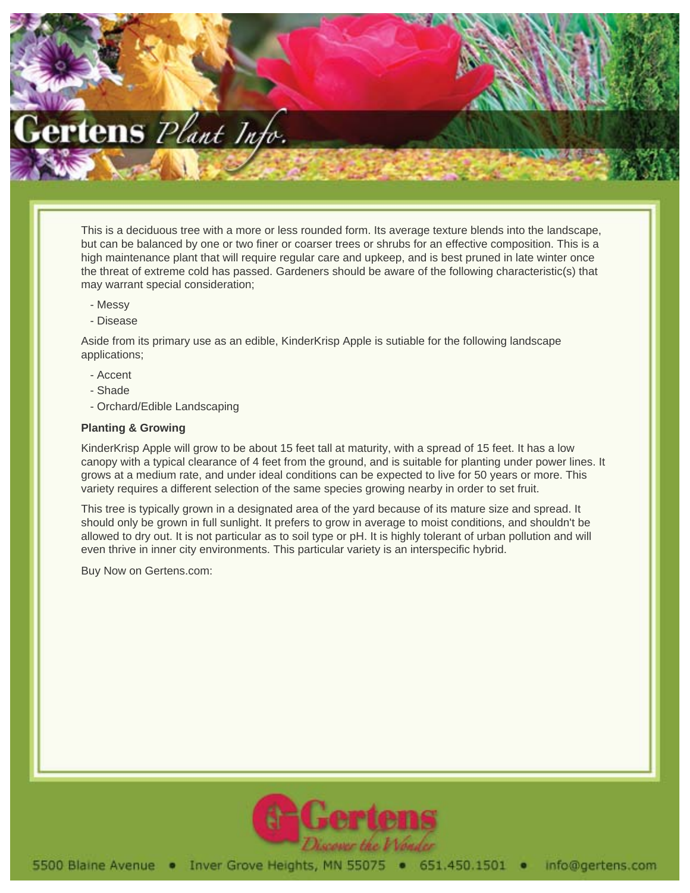This is a deciduous tree with a more or less rounded form. Its average texture blends into the landscape, but can be balanced by one or two finer or coarser trees or shrubs for an effective composition. This is a high maintenance plant that will require regular care and upkeep, and is best pruned in late winter once the threat of extreme cold has passed. Gardeners should be aware of the following characteristic(s) that may warrant special consideration;

- Messy
- Disease

Aside from its primary use as an edible, KinderKrisp Apple is sutiable for the following landscape applications;

- Accent
- Shade
- Orchard/Edible Landscaping

**Planting & Growing**

KinderKrisp Apple will grow to be about 15 feet tall at maturity, with a spread of 15 feet. It has a low canopy with a typical clearance of 4 feet from the ground, and is suitable for planting under power lines. It grows at a medium rate, and under ideal conditions can be expected to live for 50 years or more. This variety requires a different selection of the same species growing nearby in order to set fruit.

This tree is typically grown in a designated area of the yard because of its mature size and spread. It should only be grown in full sunlight. It prefers to grow in average to moist conditions, and shouldn't be allowed to dry out. It is not particular as to soil type or pH. It is highly tolerant of urban pollution and will even thrive in inner city environments. This particular variety is an interspecific hybrid.

Buy Now on Gertens.com: